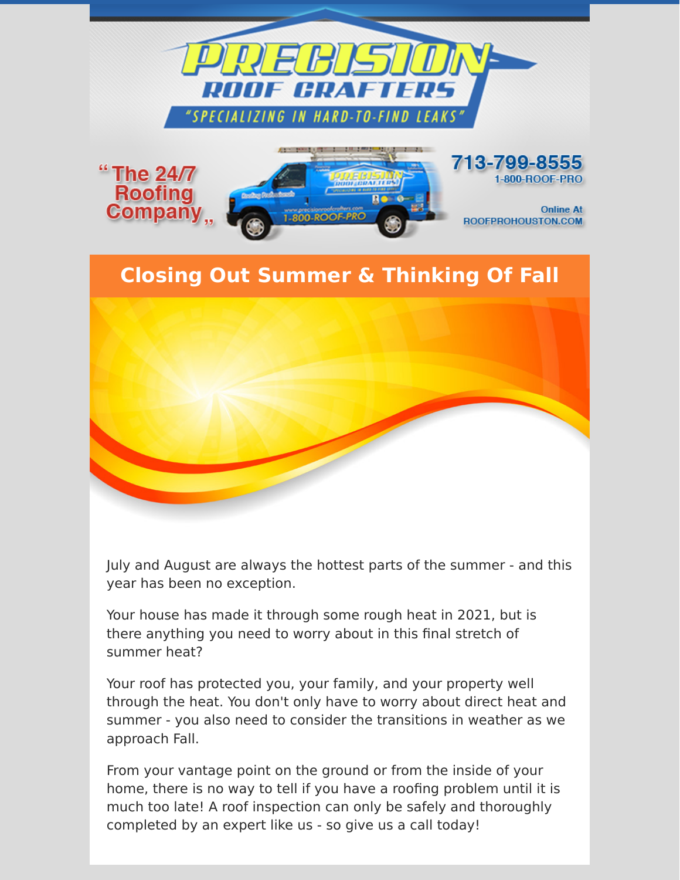# PRECISION ROOF CRAFTERS

"SPECIALIZING IN HARD-TO-FIND LEAKS"

"The 24/7 Roofing Company"

713-799-8555
1-800-ROOF-PRO

Online At
ROOFPROHOUSTON.COM

## Closing Out Summer & Thinking Of Fall

July and August are always the hottest parts of the summer - and this year has been no exception.

Your house has made it through some rough heat in 2021, but is there anything you need to worry about in this final stretch of summer heat?

Your roof has protected you, your family, and your property well through the heat. You don't only have to worry about direct heat and summer - you also need to consider the transitions in weather as we approach Fall.

From your vantage point on the ground or from the inside of your home, there is no way to tell if you have a roofing problem until it is much too late! A roof inspection can only be safely and thoroughly completed by an expert like us - so give us a call today!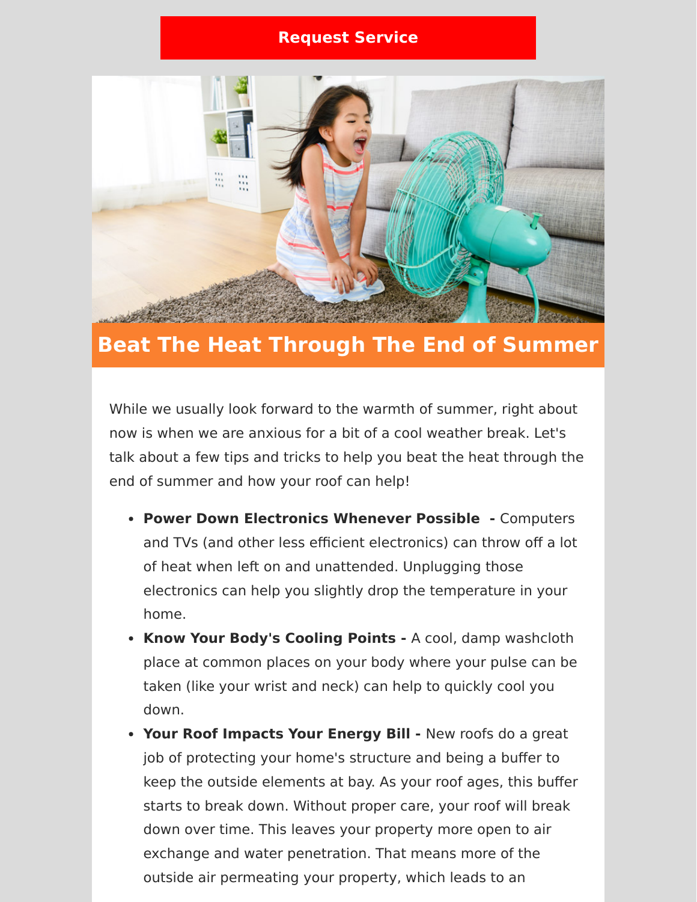**Request Service**

# Beat The Heat Through The End of Summer

While we usually look forward to the warmth of summer, right about now is when we are anxious for a bit of a cool weather break. Let's talk about a few tips and tricks to help you beat the heat through the end of summer and how your roof can help!

- **Power Down Electronics Whenever Possible -** Computers and TVs (and other less efficient electronics) can throw off a lot of heat when left on and unattended. Unplugging those electronics can help you slightly drop the temperature in your home.
- **Know Your Body's Cooling Points -** A cool, damp washcloth place at common places on your body where your pulse can be taken (like your wrist and neck) can help to quickly cool you down.
- **Your Roof Impacts Your Energy Bill -** New roofs do a great job of protecting your home's structure and being a buffer to keep the outside elements at bay. As your roof ages, this buffer starts to break down. Without proper care, your roof will break down over time. This leaves your property more open to air exchange and water penetration. That means more of the outside air permeating your property, which leads to an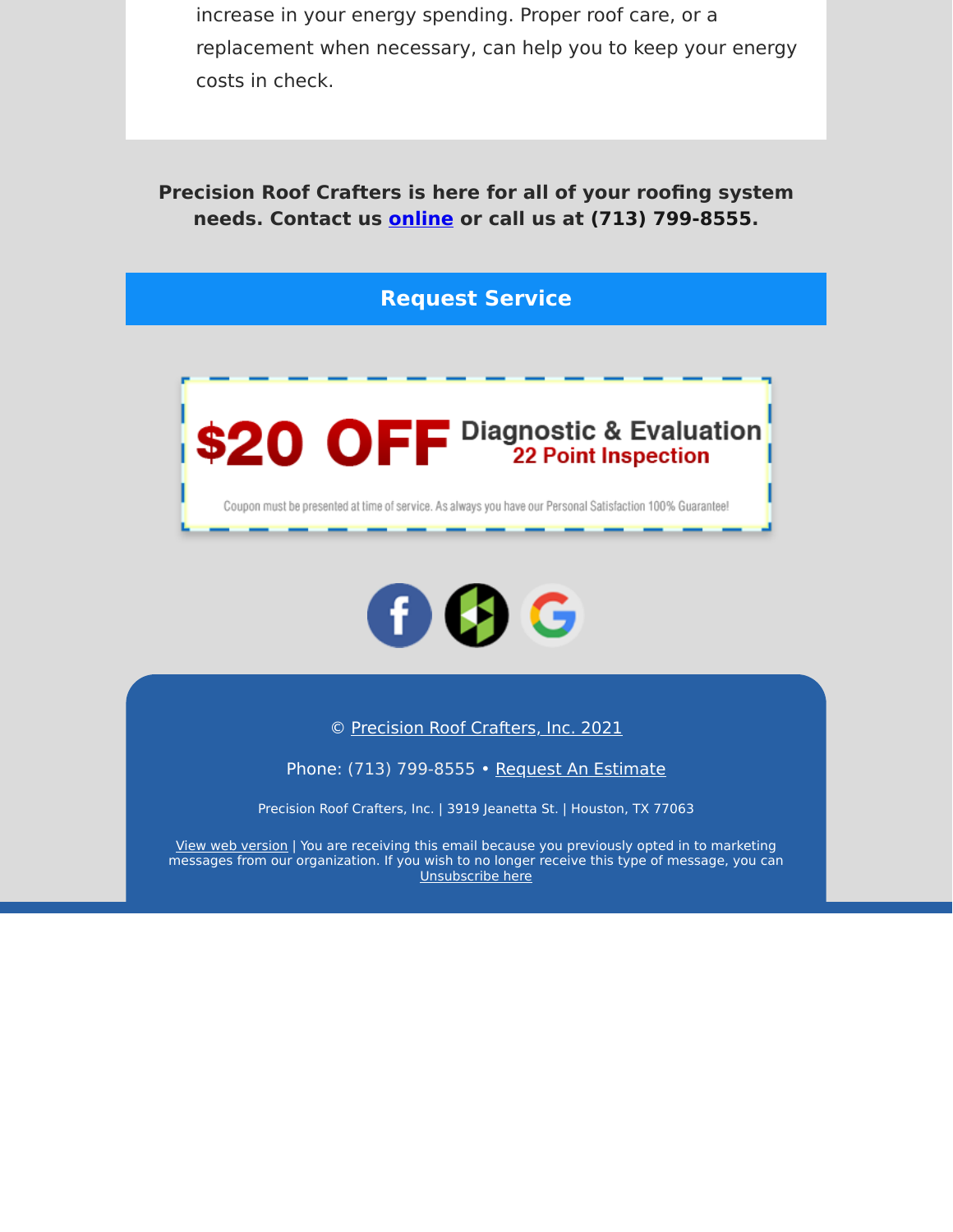increase in your energy spending. Proper roof care, or a replacement when necessary, can help you to keep your energy costs in check.

**Precision Roof Crafters is here for all of your roofing system needs. Contact us online or call us at (713) 799-8555.**

**Request Service**

$20 OFF Diagnostic & Evaluation
22 Point Inspection

Coupon must be presented at time of service. As always you have our Personal Satisfaction 100% Guarantee!

© Precision Roof Crafters, Inc. 2021

Phone: (713) 799-8555 • Request An Estimate

Precision Roof Crafters, Inc. | 3919 Jeanetta St. | Houston, TX 77063

View web version | You are receiving this email because you previously opted in to marketing messages from our organization. If you wish to no longer receive this type of message, you can Unsubscribe here